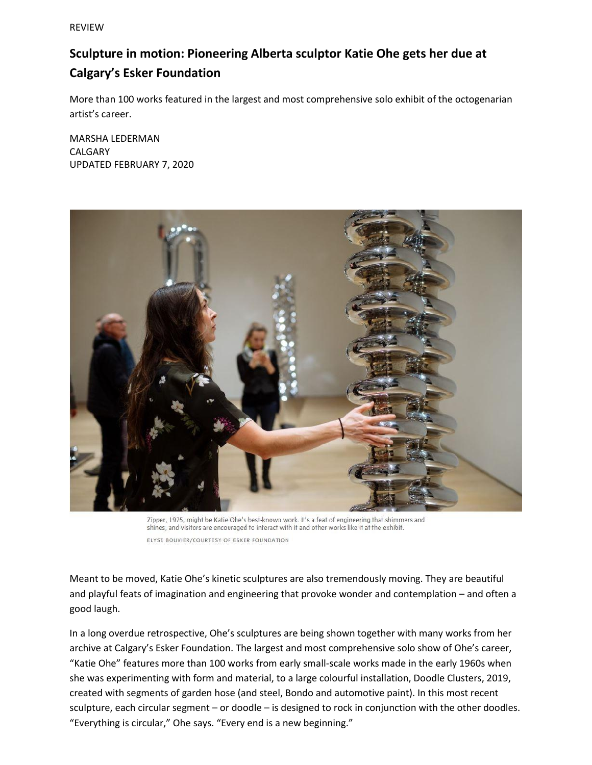REVIEW

# Sculpture in motion: Pioneering Alberta sculptor Katie Ohe gets her due at Calgary's Esker Foundation

More than 100 works featured in the largest and most comprehensive solo exhibit of the octogenarian artist's career.

MARSHA LEDERMAN
CALGARY
UPDATED FEBRUARY 7, 2020

Zipper, 1975, might be Katie Ohe's best-known work. It's a feat of engineering that shimmers and shines, and visitors are encouraged to interact with it and other works like it at the exhibit.

ELYSE BOUVIER/COURTESY OF ESKER FOUNDATION

Meant to be moved, Katie Ohe's kinetic sculptures are also tremendously moving. They are beautiful and playful feats of imagination and engineering that provoke wonder and contemplation – and often a good laugh.

In a long overdue retrospective, Ohe's sculptures are being shown together with many works from her archive at Calgary's Esker Foundation. The largest and most comprehensive solo show of Ohe's career, "Katie Ohe" features more than 100 works from early small-scale works made in the early 1960s when she was experimenting with form and material, to a large colourful installation, Doodle Clusters, 2019, created with segments of garden hose (and steel, Bondo and automotive paint). In this most recent sculpture, each circular segment – or doodle – is designed to rock in conjunction with the other doodles. "Everything is circular," Ohe says. "Every end is a new beginning."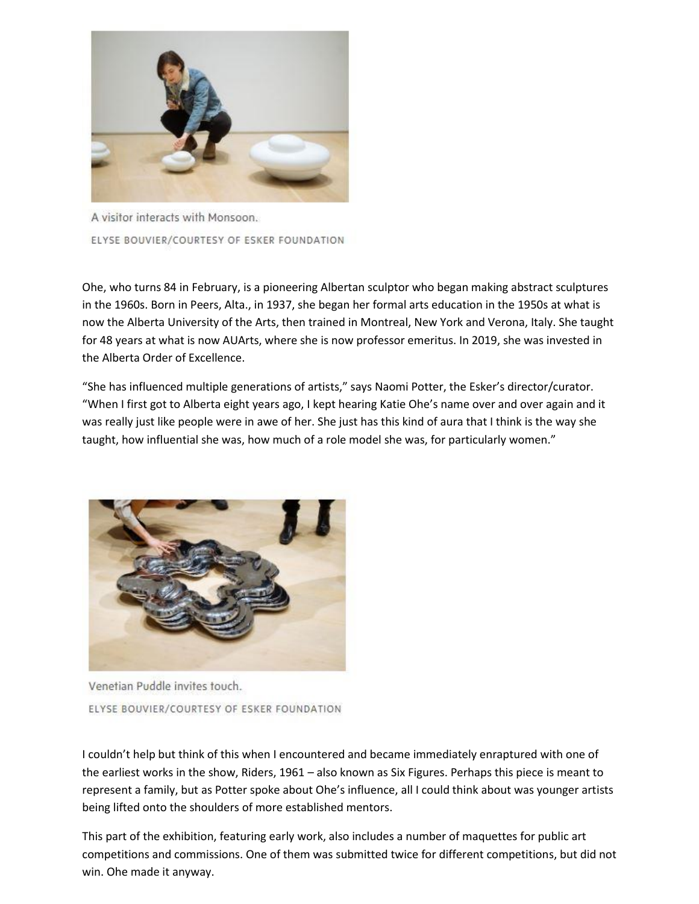A visitor interacts with Monsoon.

ELYSE BOUVIER/COURTESY OF ESKER FOUNDATION

Ohe, who turns 84 in February, is a pioneering Albertan sculptor who began making abstract sculptures in the 1960s. Born in Peers, Alta., in 1937, she began her formal arts education in the 1950s at what is now the Alberta University of the Arts, then trained in Montreal, New York and Verona, Italy. She taught for 48 years at what is now AUArts, where she is now professor emeritus. In 2019, she was invested in the Alberta Order of Excellence.

"She has influenced multiple generations of artists," says Naomi Potter, the Esker's director/curator. "When I first got to Alberta eight years ago, I kept hearing Katie Ohe's name over and over again and it was really just like people were in awe of her. She just has this kind of aura that I think is the way she taught, how influential she was, how much of a role model she was, for particularly women."

Venetian Puddle invites touch.

ELYSE BOUVIER/COURTESY OF ESKER FOUNDATION

I couldn't help but think of this when I encountered and became immediately enraptured with one of the earliest works in the show, Riders, 1961 – also known as Six Figures. Perhaps this piece is meant to represent a family, but as Potter spoke about Ohe's influence, all I could think about was younger artists being lifted onto the shoulders of more established mentors.

This part of the exhibition, featuring early work, also includes a number of maquettes for public art competitions and commissions. One of them was submitted twice for different competitions, but did not win. Ohe made it anyway.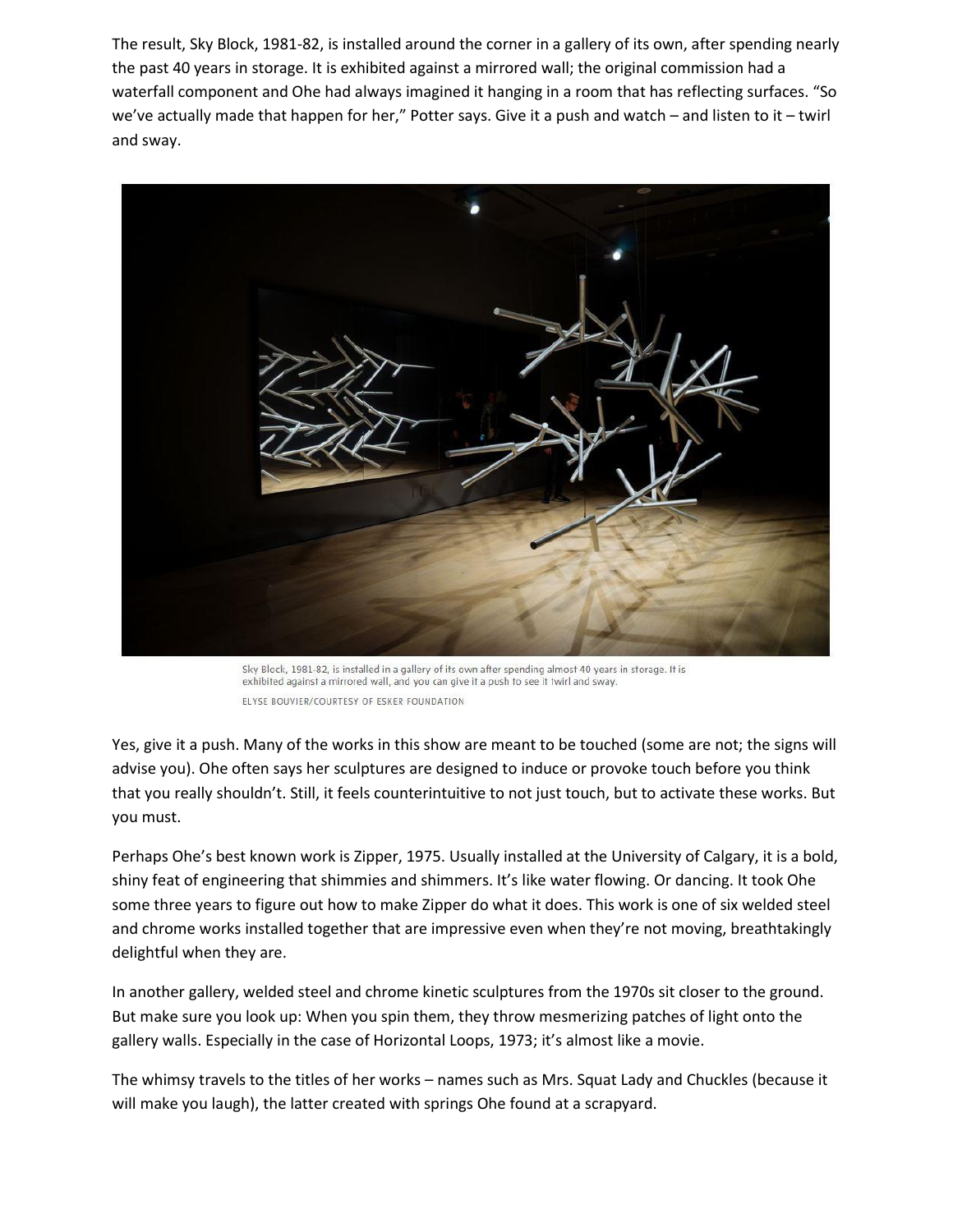The result, Sky Block, 1981-82, is installed around the corner in a gallery of its own, after spending nearly the past 40 years in storage. It is exhibited against a mirrored wall; the original commission had a waterfall component and Ohe had always imagined it hanging in a room that has reflecting surfaces. “So we’ve actually made that happen for her,” Potter says. Give it a push and watch – and listen to it – twirl and sway.

Sky Block, 1981-82, is installed in a gallery of its own after spending almost 40 years in storage. It is exhibited against a mirrored wall, and you can give it a push to see it twirl and sway.

ELYSE BOUVIER/COURTESY OF ESKER FOUNDATION

Yes, give it a push. Many of the works in this show are meant to be touched (some are not; the signs will advise you). Ohe often says her sculptures are designed to induce or provoke touch before you think that you really shouldn’t. Still, it feels counterintuitive to not just touch, but to activate these works. But you must.

Perhaps Ohe’s best known work is Zipper, 1975. Usually installed at the University of Calgary, it is a bold, shiny feat of engineering that shimmies and shimmers. It’s like water flowing. Or dancing. It took Ohe some three years to figure out how to make Zipper do what it does. This work is one of six welded steel and chrome works installed together that are impressive even when they’re not moving, breathtakingly delightful when they are.

In another gallery, welded steel and chrome kinetic sculptures from the 1970s sit closer to the ground. But make sure you look up: When you spin them, they throw mesmerizing patches of light onto the gallery walls. Especially in the case of Horizontal Loops, 1973; it’s almost like a movie.

The whimsy travels to the titles of her works – names such as Mrs. Squat Lady and Chuckles (because it will make you laugh), the latter created with springs Ohe found at a scrapyard.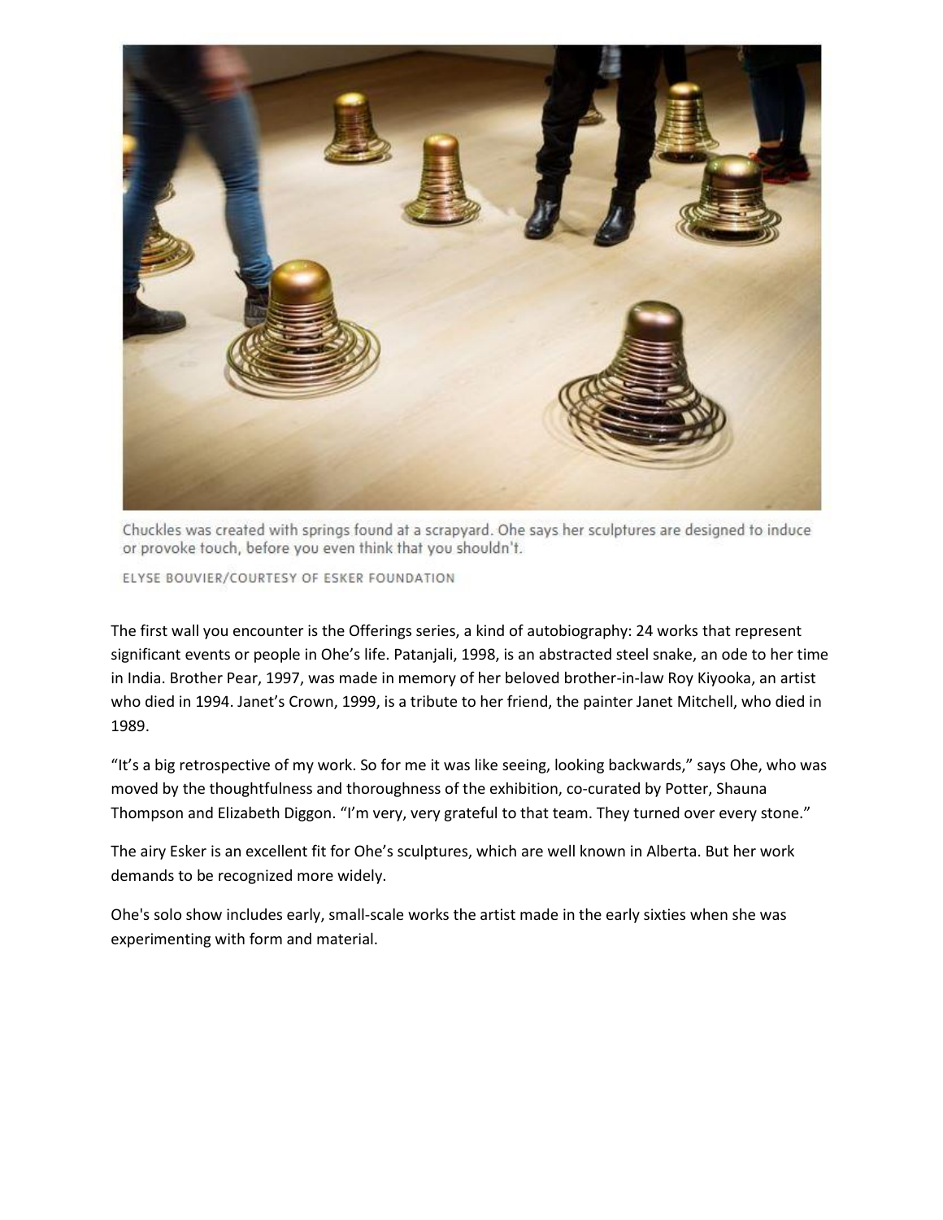Chuckles was created with springs found at a scrapyard. Ohe says her sculptures are designed to induce or provoke touch, before you even think that you shouldn't.

ELYSE BOUVIER/COURTESY OF ESKER FOUNDATION

The first wall you encounter is the Offerings series, a kind of autobiography: 24 works that represent significant events or people in Ohe's life. Patanjali, 1998, is an abstracted steel snake, an ode to her time in India. Brother Pear, 1997, was made in memory of her beloved brother-in-law Roy Kiyooka, an artist who died in 1994. Janet's Crown, 1999, is a tribute to her friend, the painter Janet Mitchell, who died in 1989.

"It's a big retrospective of my work. So for me it was like seeing, looking backwards," says Ohe, who was moved by the thoughtfulness and thoroughness of the exhibition, co-curated by Potter, Shauna Thompson and Elizabeth Diggon. "I'm very, very grateful to that team. They turned over every stone."

The airy Esker is an excellent fit for Ohe's sculptures, which are well known in Alberta. But her work demands to be recognized more widely.

Ohe's solo show includes early, small-scale works the artist made in the early sixties when she was experimenting with form and material.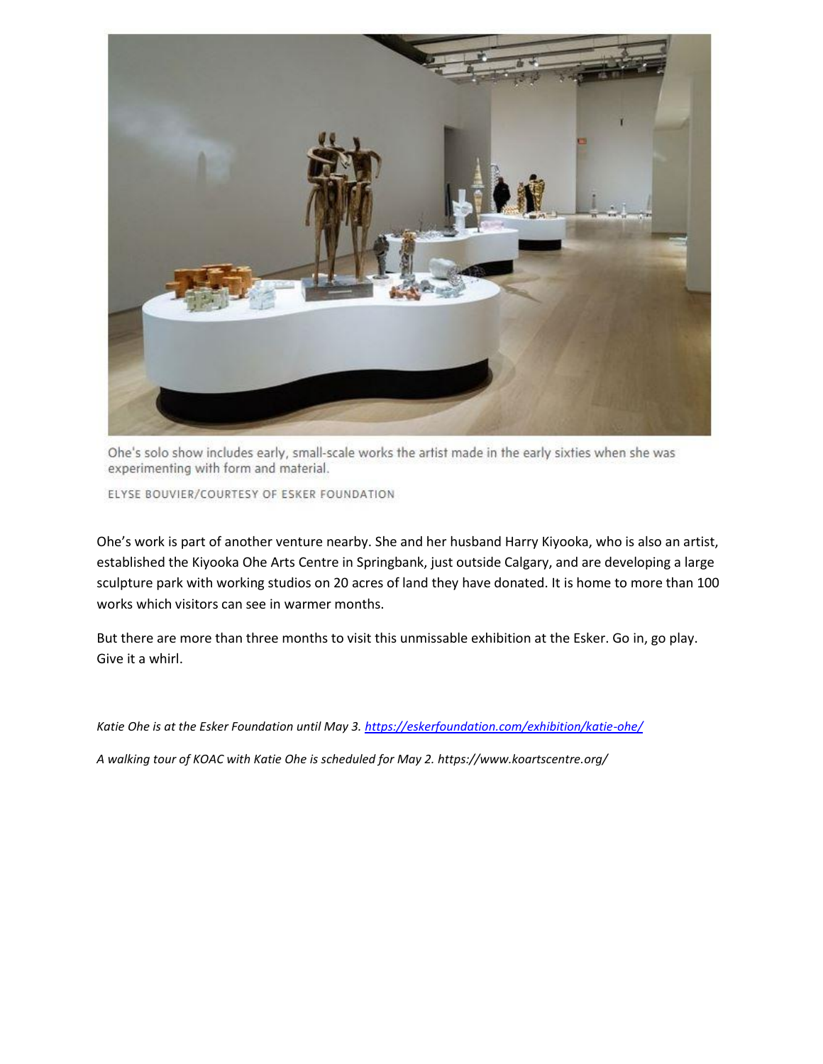Ohe's solo show includes early, small-scale works the artist made in the early sixties when she was experimenting with form and material.

ELYSE BOUVIER/COURTESY OF ESKER FOUNDATION

Ohe's work is part of another venture nearby. She and her husband Harry Kiyooka, who is also an artist, established the Kiyooka Ohe Arts Centre in Springbank, just outside Calgary, and are developing a large sculpture park with working studios on 20 acres of land they have donated. It is home to more than 100 works which visitors can see in warmer months.

But there are more than three months to visit this unmissable exhibition at the Esker. Go in, go play. Give it a whirl.

*Katie Ohe is at the Esker Foundation until May 3. https://eskerfoundation.com/exhibition/katie-ohe/*

*A walking tour of KOAC with Katie Ohe is scheduled for May 2. https://www.koartscentre.org/*